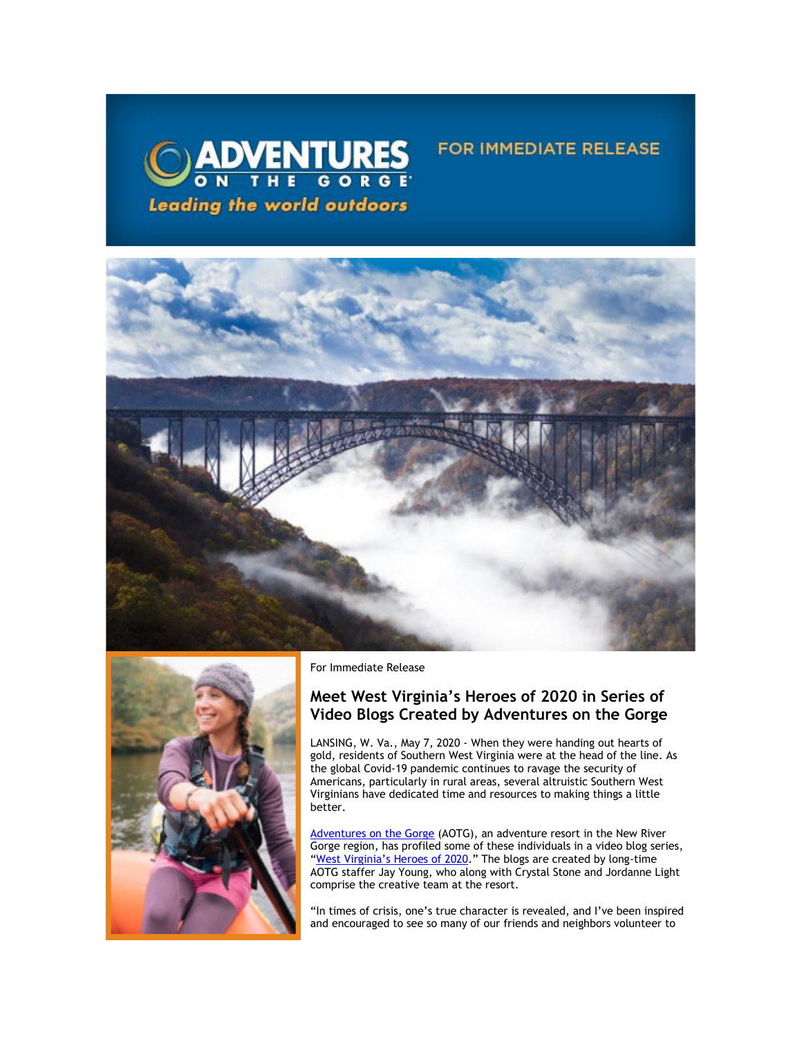ADVENTURES ON THE GORGE

*Leading the world outdoors*

FOR IMMEDIATE RELEASE

For Immediate Release

## Meet West Virginia's Heroes of 2020 in Series of Video Blogs Created by Adventures on the Gorge

LANSING, W. Va., May 7, 2020 - When they were handing out hearts of gold, residents of Southern West Virginia were at the head of the line. As the global Covid-19 pandemic continues to ravage the security of Americans, particularly in rural areas, several altruistic Southern West Virginians have dedicated time and resources to making things a little better.

Adventures on the Gorge (AOTG), an adventure resort in the New River Gorge region, has profiled some of these individuals in a video blog series, "West Virginia's Heroes of 2020." The blogs are created by long-time AOTG staffer Jay Young, who along with Crystal Stone and Jordanne Light comprise the creative team at the resort.

"In times of crisis, one's true character is revealed, and I've been inspired and encouraged to see so many of our friends and neighbors volunteer to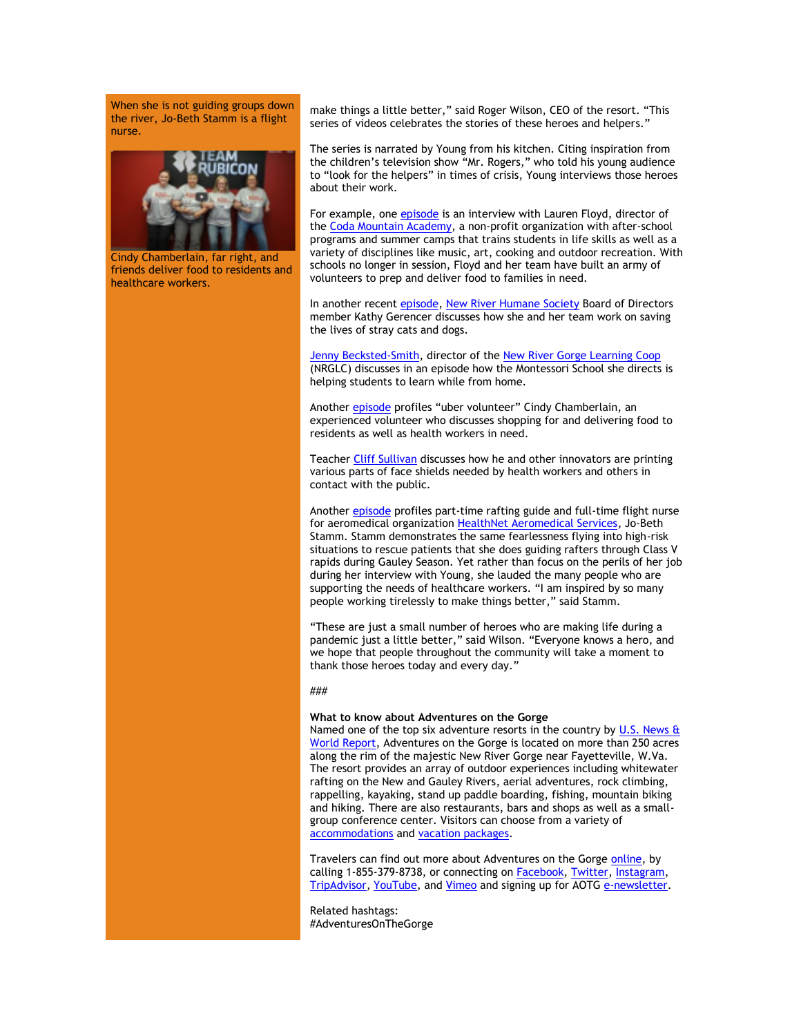When she is not guiding groups down the river, Jo-Beth Stamm is a flight nurse.

Cindy Chamberlain, far right, and friends deliver food to residents and healthcare workers.

make things a little better," said Roger Wilson, CEO of the resort. "This series of videos celebrates the stories of these heroes and helpers."

The series is narrated by Young from his kitchen. Citing inspiration from the children's television show "Mr. Rogers," who told his young audience to "look for the helpers" in times of crisis, Young interviews those heroes about their work.

For example, one episode is an interview with Lauren Floyd, director of the Coda Mountain Academy, a non-profit organization with after-school programs and summer camps that trains students in life skills as well as a variety of disciplines like music, art, cooking and outdoor recreation. With schools no longer in session, Floyd and her team have built an army of volunteers to prep and deliver food to families in need.

In another recent episode, New River Humane Society Board of Directors member Kathy Gerencer discusses how she and her team work on saving the lives of stray cats and dogs.

Jenny Becksted-Smith, director of the New River Gorge Learning Coop (NRGLC) discusses in an episode how the Montessori School she directs is helping students to learn while from home.

Another episode profiles "uber volunteer" Cindy Chamberlain, an experienced volunteer who discusses shopping for and delivering food to residents as well as health workers in need.

Teacher Cliff Sullivan discusses how he and other innovators are printing various parts of face shields needed by health workers and others in contact with the public.

Another episode profiles part-time rafting guide and full-time flight nurse for aeromedical organization HealthNet Aeromedical Services, Jo-Beth Stamm. Stamm demonstrates the same fearlessness flying into high-risk situations to rescue patients that she does guiding rafters through Class V rapids during Gauley Season. Yet rather than focus on the perils of her job during her interview with Young, she lauded the many people who are supporting the needs of healthcare workers. "I am inspired by so many people working tirelessly to make things better," said Stamm.

"These are just a small number of heroes who are making life during a pandemic just a little better," said Wilson. "Everyone knows a hero, and we hope that people throughout the community will take a moment to thank those heroes today and every day."

###

**What to know about Adventures on the Gorge**
Named one of the top six adventure resorts in the country by U.S. News & World Report, Adventures on the Gorge is located on more than 250 acres along the rim of the majestic New River Gorge near Fayetteville, W.Va. The resort provides an array of outdoor experiences including whitewater rafting on the New and Gauley Rivers, aerial adventures, rock climbing, rappelling, kayaking, stand up paddle boarding, fishing, mountain biking and hiking. There are also restaurants, bars and shops as well as a small-group conference center. Visitors can choose from a variety of accommodations and vacation packages.

Travelers can find out more about Adventures on the Gorge online, by calling 1-855-379-8738, or connecting on Facebook, Twitter, Instagram, TripAdvisor, YouTube, and Vimeo and signing up for AOTG e-newsletter.

Related hashtags:
#AdventuresOnTheGorge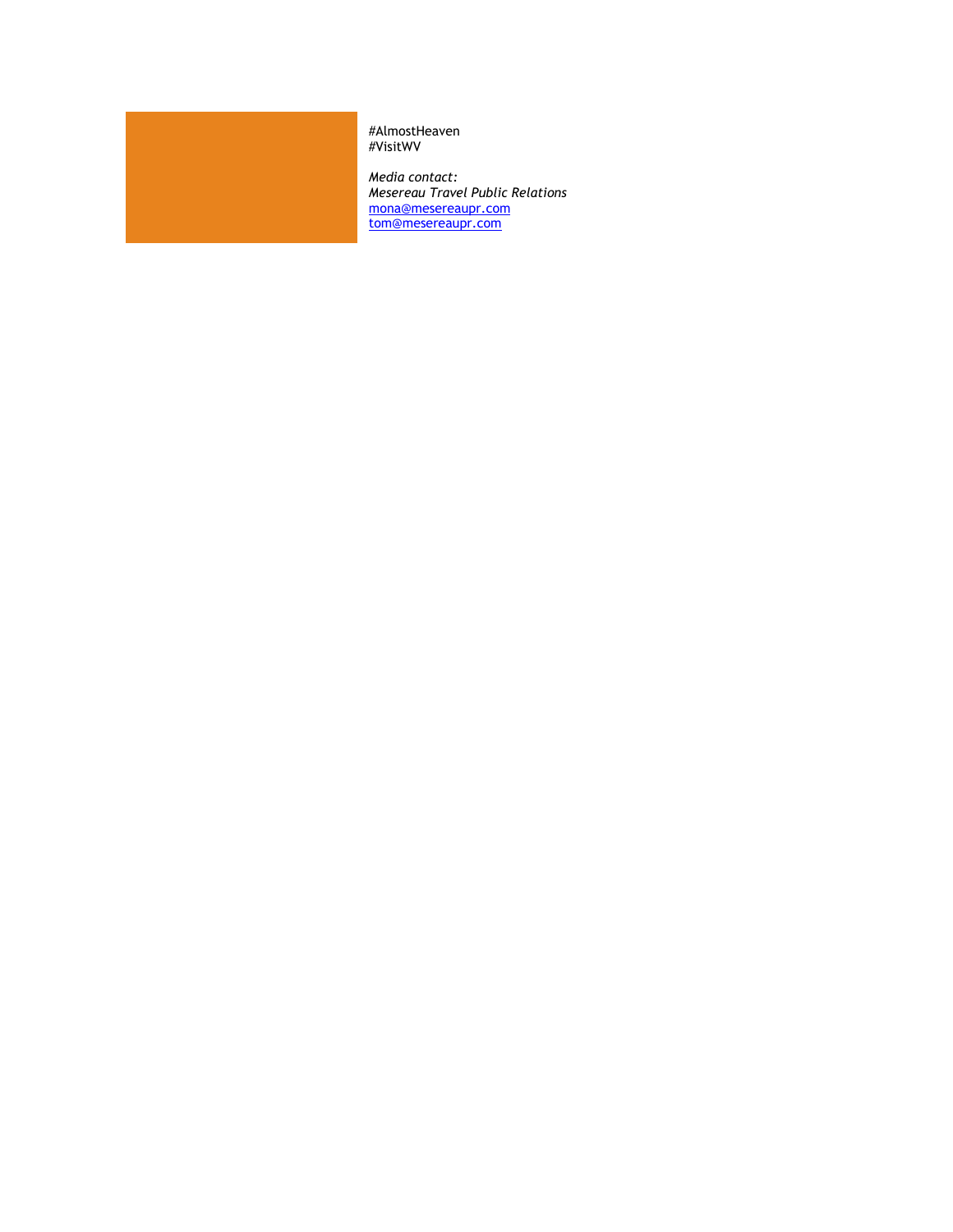#AlmostHeaven
#VisitWV

*Media contact:*
*Mesereau Travel Public Relations*
[mona@mesereaupr.com](mailto:mona@mesereaupr.com)
[tom@mesereaupr.com](mailto:tom@mesereaupr.com)